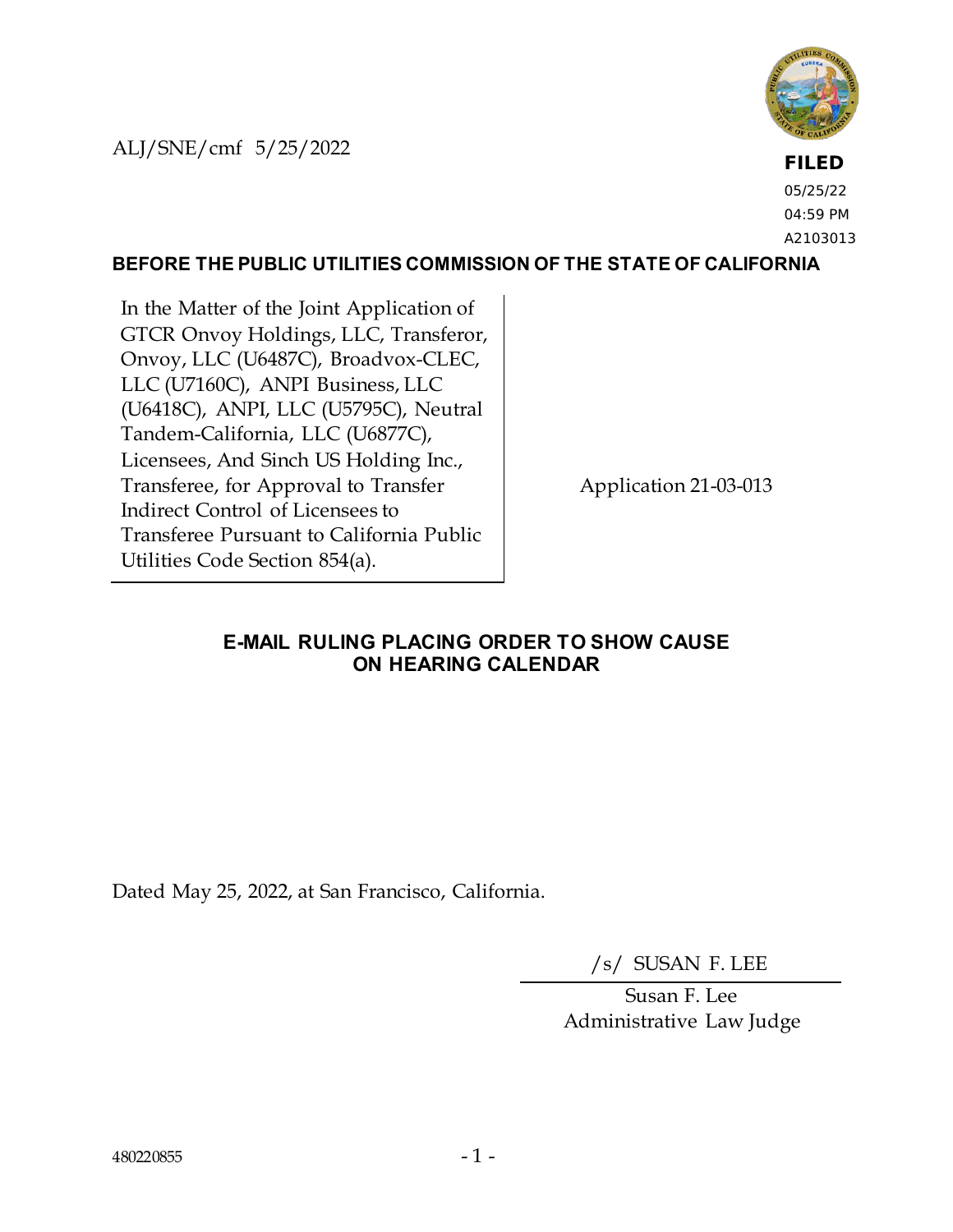ALJ/SNE/cmf 5/25/2022

**FILED**
05/25/22
04:59 PM
A2103013

**BEFORE THE PUBLIC UTILITIES COMMISSION OF THE STATE OF CALIFORNIA**

| | |
|---|---|
| In the Matter of the Joint Application of GTCR Onvoy Holdings, LLC, Transferor, Onvoy, LLC (U6487C), Broadvox-CLEC, LLC (U7160C), ANPI Business, LLC (U6418C), ANPI, LLC (U5795C), Neutral Tandem-California, LLC (U6877C), Licensees, And Sinch US Holding Inc., Transferee, for Approval to Transfer Indirect Control of Licensees to Transferee Pursuant to California Public Utilities Code Section 854(a). | Application 21-03-013 |

## E-MAIL RULING PLACING ORDER TO SHOW CAUSE ON HEARING CALENDAR

Dated May 25, 2022, at San Francisco, California.

/s/ SUSAN F. LEE

Susan F. Lee
Administrative Law Judge

480220855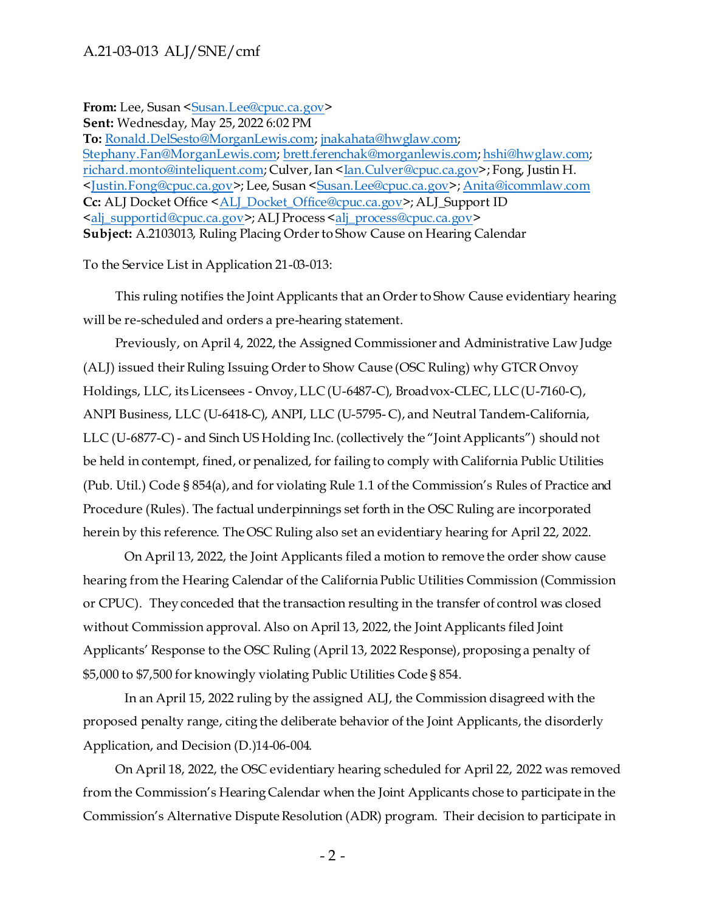**From:** Lee, Susan <Susan.Lee@cpuc.ca.gov>
**Sent:** Wednesday, May 25, 2022 6:02 PM
**To:** Ronald.DelSesto@MorganLewis.com; jnakahata@hwglaw.com; Stephany.Fan@MorganLewis.com; brett.ferenchak@morganlewis.com; hshi@hwglaw.com; richard.monto@inteliquent.com; Culver, Ian <Ian.Culver@cpuc.ca.gov>; Fong, Justin H. <Justin.Fong@cpuc.ca.gov>; Lee, Susan <Susan.Lee@cpuc.ca.gov>; Anita@icommlaw.com
**Cc:** ALJ Docket Office <ALJ_Docket_Office@cpuc.ca.gov>; ALJ_Support ID <alj_supportid@cpuc.ca.gov>; ALJ Process <alj_process@cpuc.ca.gov>
**Subject:** A.2103013, Ruling Placing Order to Show Cause on Hearing Calendar

To the Service List in Application 21-03-013:

This ruling notifies the Joint Applicants that an Order to Show Cause evidentiary hearing will be re-scheduled and orders a pre-hearing statement.

Previously, on April 4, 2022, the Assigned Commissioner and Administrative Law Judge (ALJ) issued their Ruling Issuing Order to Show Cause (OSC Ruling) why GTCR Onvoy Holdings, LLC, its Licensees - Onvoy, LLC (U-6487-C), Broadvox-CLEC, LLC (U-7160-C), ANPI Business, LLC (U-6418-C), ANPI, LLC (U-5795- C), and Neutral Tandem-California, LLC (U-6877-C) - and Sinch US Holding Inc. (collectively the "Joint Applicants") should not be held in contempt, fined, or penalized, for failing to comply with California Public Utilities (Pub. Util.) Code § 854(a), and for violating Rule 1.1 of the Commission's Rules of Practice and Procedure (Rules). The factual underpinnings set forth in the OSC Ruling are incorporated herein by this reference. The OSC Ruling also set an evidentiary hearing for April 22, 2022.

On April 13, 2022, the Joint Applicants filed a motion to remove the order show cause hearing from the Hearing Calendar of the California Public Utilities Commission (Commission or CPUC). They conceded that the transaction resulting in the transfer of control was closed without Commission approval. Also on April 13, 2022, the Joint Applicants filed Joint Applicants' Response to the OSC Ruling (April 13, 2022 Response), proposing a penalty of $5,000 to $7,500 for knowingly violating Public Utilities Code § 854.

In an April 15, 2022 ruling by the assigned ALJ, the Commission disagreed with the proposed penalty range, citing the deliberate behavior of the Joint Applicants, the disorderly Application, and Decision (D.)14-06-004.

On April 18, 2022, the OSC evidentiary hearing scheduled for April 22, 2022 was removed from the Commission's Hearing Calendar when the Joint Applicants chose to participate in the Commission's Alternative Dispute Resolution (ADR) program. Their decision to participate in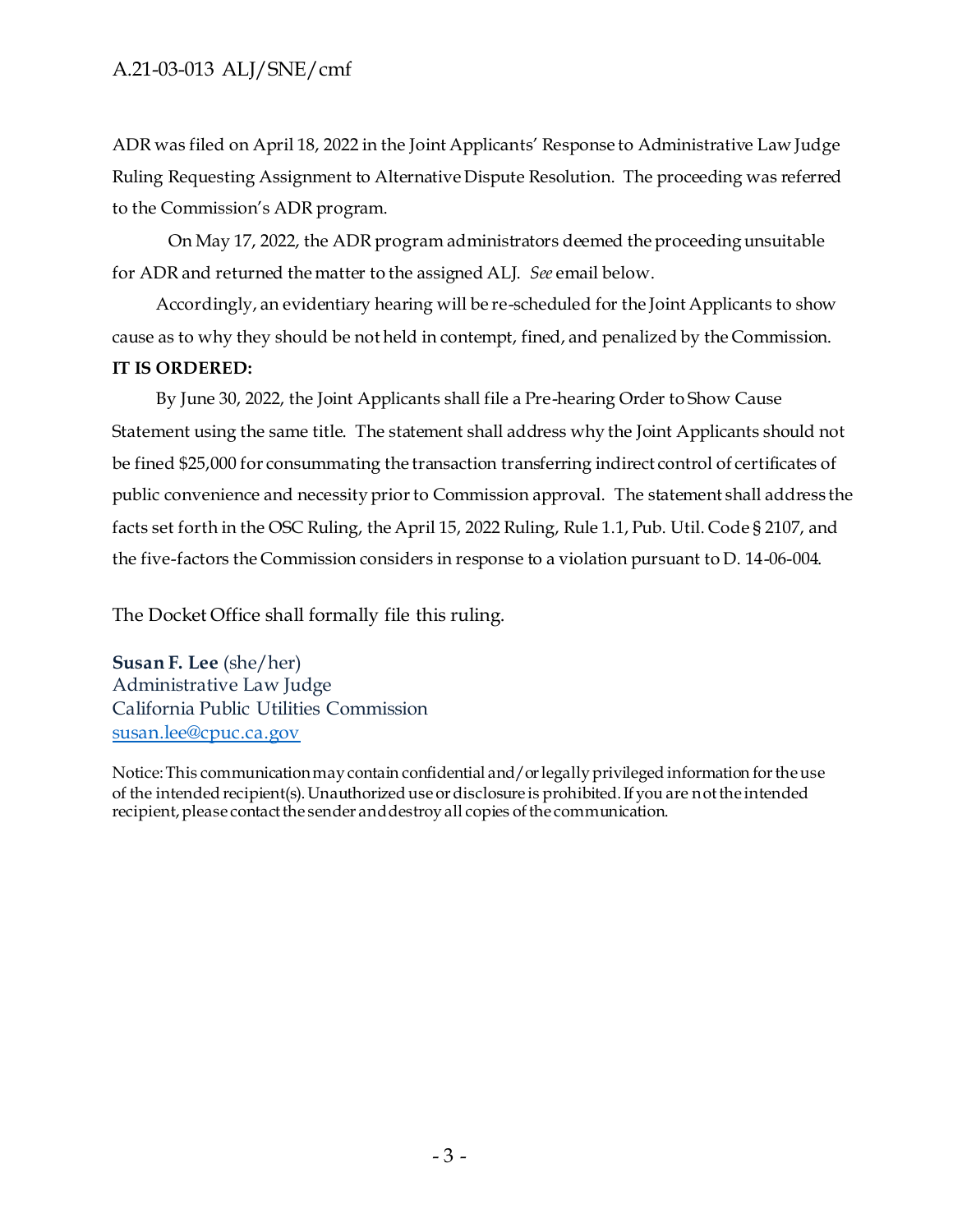ADR was filed on April 18, 2022 in the Joint Applicants' Response to Administrative Law Judge Ruling Requesting Assignment to Alternative Dispute Resolution. The proceeding was referred to the Commission's ADR program.

On May 17, 2022, the ADR program administrators deemed the proceeding unsuitable for ADR and returned the matter to the assigned ALJ. *See* email below.

Accordingly, an evidentiary hearing will be re-scheduled for the Joint Applicants to show cause as to why they should be not held in contempt, fined, and penalized by the Commission.

**IT IS ORDERED:**

By June 30, 2022, the Joint Applicants shall file a Pre-hearing Order to Show Cause Statement using the same title. The statement shall address why the Joint Applicants should not be fined $25,000 for consummating the transaction transferring indirect control of certificates of public convenience and necessity prior to Commission approval. The statement shall address the facts set forth in the OSC Ruling, the April 15, 2022 Ruling, Rule 1.1, Pub. Util. Code § 2107, and the five-factors the Commission considers in response to a violation pursuant to D. 14-06-004.

The Docket Office shall formally file this ruling.

**Susan F. Lee** (she/her)
Administrative Law Judge
California Public Utilities Commission
susan.lee@cpuc.ca.gov

Notice: This communication may contain confidential and/or legally privileged information for the use of the intended recipient(s). Unauthorized use or disclosure is prohibited. If you are not the intended recipient, please contact the sender and destroy all copies of the communication.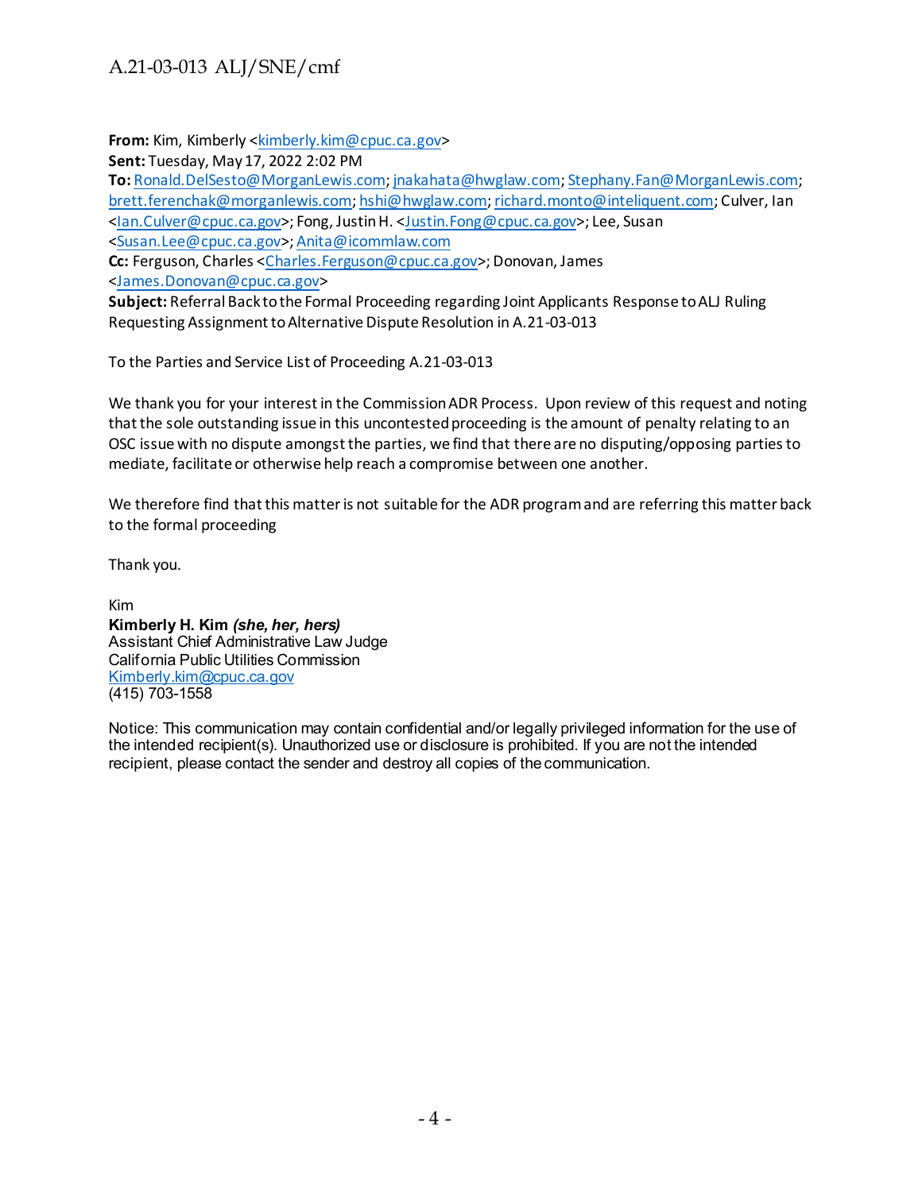**From:** Kim, Kimberly <kimberly.kim@cpuc.ca.gov>
**Sent:** Tuesday, May 17, 2022 2:02 PM
**To:** Ronald.DelSesto@MorganLewis.com; jnakahata@hwglaw.com; Stephany.Fan@MorganLewis.com; brett.ferenchak@morganlewis.com; hshi@hwglaw.com; richard.monto@inteliquent.com; Culver, Ian <Ian.Culver@cpuc.ca.gov>; Fong, Justin H. <Justin.Fong@cpuc.ca.gov>; Lee, Susan <Susan.Lee@cpuc.ca.gov>; Anita@icommlaw.com
**Cc:** Ferguson, Charles <Charles.Ferguson@cpuc.ca.gov>; Donovan, James <James.Donovan@cpuc.ca.gov>
**Subject:** Referral Back to the Formal Proceeding regarding Joint Applicants Response to ALJ Ruling Requesting Assignment to Alternative Dispute Resolution in A.21-03-013

To the Parties and Service List of Proceeding A.21-03-013

We thank you for your interest in the Commission ADR Process. Upon review of this request and noting that the sole outstanding issue in this uncontested proceeding is the amount of penalty relating to an OSC issue with no dispute amongst the parties, we find that there are no disputing/opposing parties to mediate, facilitate or otherwise help reach a compromise between one another.

We therefore find that this matter is not suitable for the ADR program and are referring this matter back to the formal proceeding

Thank you.

Kim
**Kimberly H. Kim** ***(she, her, hers)***
Assistant Chief Administrative Law Judge
California Public Utilities Commission
Kimberly.kim@cpuc.ca.gov
(415) 703-1558

Notice: This communication may contain confidential and/or legally privileged information for the use of the intended recipient(s). Unauthorized use or disclosure is prohibited. If you are not the intended recipient, please contact the sender and destroy all copies of the communication.